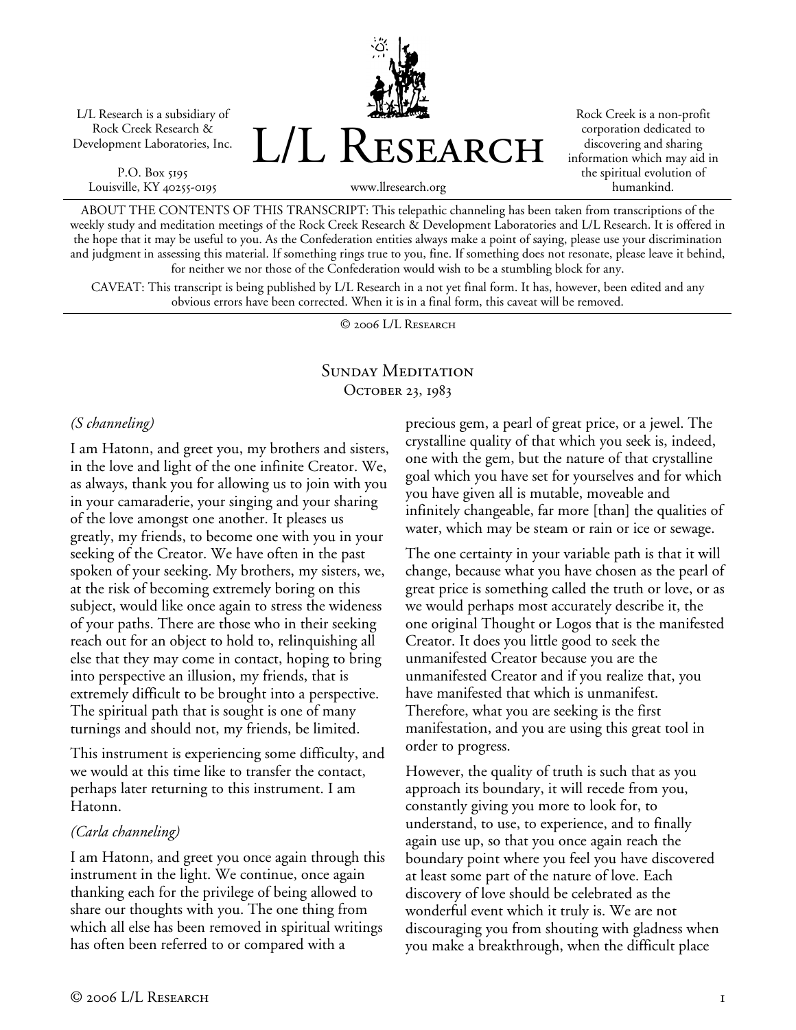L/L Research is a subsidiary of Rock Creek Research & Development Laboratories, Inc.

P.O. Box 5195
Louisville, KY 40255-0195

# L/L Research

www.llresearch.org

Rock Creek is a non-profit corporation dedicated to discovering and sharing information which may aid in the spiritual evolution of humankind.

ABOUT THE CONTENTS OF THIS TRANSCRIPT: This telepathic channeling has been taken from transcriptions of the weekly study and meditation meetings of the Rock Creek Research & Development Laboratories and L/L Research. It is offered in the hope that it may be useful to you. As the Confederation entities always make a point of saying, please use your discrimination and judgment in assessing this material. If something rings true to you, fine. If something does not resonate, please leave it behind, for neither we nor those of the Confederation would wish to be a stumbling block for any.

CAVEAT: This transcript is being published by L/L Research in a not yet final form. It has, however, been edited and any obvious errors have been corrected. When it is in a final form, this caveat will be removed.

© 2006 L/L Research

## Sunday Meditation
## October 23, 1983

*(S channeling)*

I am Hatonn, and greet you, my brothers and sisters, in the love and light of the one infinite Creator. We, as always, thank you for allowing us to join with you in your camaraderie, your singing and your sharing of the love amongst one another. It pleases us greatly, my friends, to become one with you in your seeking of the Creator. We have often in the past spoken of your seeking. My brothers, my sisters, we, at the risk of becoming extremely boring on this subject, would like once again to stress the wideness of your paths. There are those who in their seeking reach out for an object to hold to, relinquishing all else that they may come in contact, hoping to bring into perspective an illusion, my friends, that is extremely difficult to be brought into a perspective. The spiritual path that is sought is one of many turnings and should not, my friends, be limited.

This instrument is experiencing some difficulty, and we would at this time like to transfer the contact, perhaps later returning to this instrument. I am Hatonn.

*(Carla channeling)*

I am Hatonn, and greet you once again through this instrument in the light. We continue, once again thanking each for the privilege of being allowed to share our thoughts with you. The one thing from which all else has been removed in spiritual writings has often been referred to or compared with a precious gem, a pearl of great price, or a jewel. The crystalline quality of that which you seek is, indeed, one with the gem, but the nature of that crystalline goal which you have set for yourselves and for which you have given all is mutable, moveable and infinitely changeable, far more [than] the qualities of water, which may be steam or rain or ice or sewage.

The one certainty in your variable path is that it will change, because what you have chosen as the pearl of great price is something called the truth or love, or as we would perhaps most accurately describe it, the one original Thought or Logos that is the manifested Creator. It does you little good to seek the unmanifested Creator because you are the unmanifested Creator and if you realize that, you have manifested that which is unmanifest. Therefore, what you are seeking is the first manifestation, and you are using this great tool in order to progress.

However, the quality of truth is such that as you approach its boundary, it will recede from you, constantly giving you more to look for, to understand, to use, to experience, and to finally again use up, so that you once again reach the boundary point where you feel you have discovered at least some part of the nature of love. Each discovery of love should be celebrated as the wonderful event which it truly is. We are not discouraging you from shouting with gladness when you make a breakthrough, when the difficult place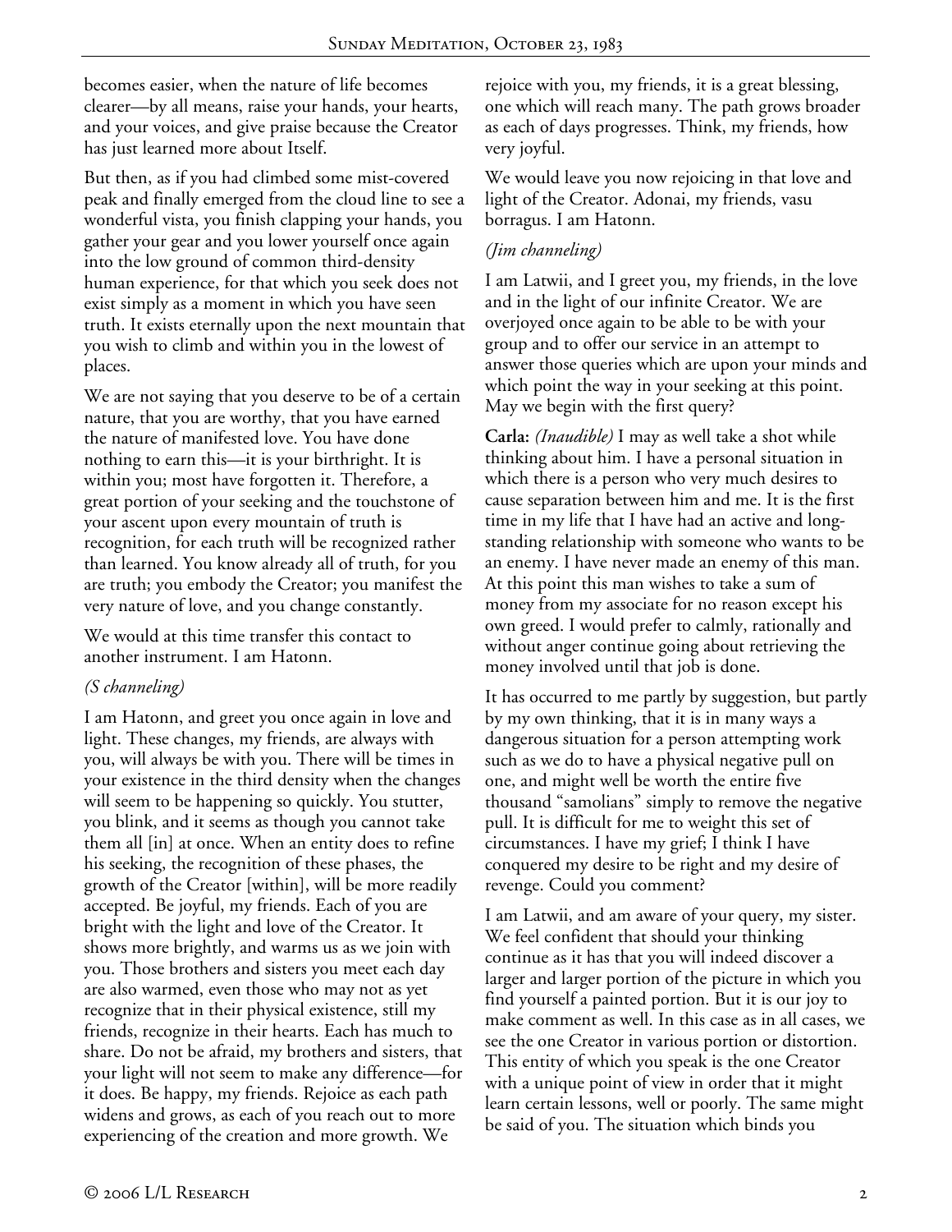becomes easier, when the nature of life becomes clearer—by all means, raise your hands, your hearts, and your voices, and give praise because the Creator has just learned more about Itself.

But then, as if you had climbed some mist-covered peak and finally emerged from the cloud line to see a wonderful vista, you finish clapping your hands, you gather your gear and you lower yourself once again into the low ground of common third-density human experience, for that which you seek does not exist simply as a moment in which you have seen truth. It exists eternally upon the next mountain that you wish to climb and within you in the lowest of places.

We are not saying that you deserve to be of a certain nature, that you are worthy, that you have earned the nature of manifested love. You have done nothing to earn this—it is your birthright. It is within you; most have forgotten it. Therefore, a great portion of your seeking and the touchstone of your ascent upon every mountain of truth is recognition, for each truth will be recognized rather than learned. You know already all of truth, for you are truth; you embody the Creator; you manifest the very nature of love, and you change constantly.

We would at this time transfer this contact to another instrument. I am Hatonn.

*(S channeling)*

I am Hatonn, and greet you once again in love and light. These changes, my friends, are always with you, will always be with you. There will be times in your existence in the third density when the changes will seem to be happening so quickly. You stutter, you blink, and it seems as though you cannot take them all [in] at once. When an entity does to refine his seeking, the recognition of these phases, the growth of the Creator [within], will be more readily accepted. Be joyful, my friends. Each of you are bright with the light and love of the Creator. It shows more brightly, and warms us as we join with you. Those brothers and sisters you meet each day are also warmed, even those who may not as yet recognize that in their physical existence, still my friends, recognize in their hearts. Each has much to share. Do not be afraid, my brothers and sisters, that your light will not seem to make any difference—for it does. Be happy, my friends. Rejoice as each path widens and grows, as each of you reach out to more experiencing of the creation and more growth. We rejoice with you, my friends, it is a great blessing, one which will reach many. The path grows broader as each of days progresses. Think, my friends, how very joyful.

We would leave you now rejoicing in that love and light of the Creator. Adonai, my friends, vasu borragus. I am Hatonn.

*(Jim channeling)*

I am Latwii, and I greet you, my friends, in the love and in the light of our infinite Creator. We are overjoyed once again to be able to be with your group and to offer our service in an attempt to answer those queries which are upon your minds and which point the way in your seeking at this point. May we begin with the first query?

**Carla:** *(Inaudible)* I may as well take a shot while thinking about him. I have a personal situation in which there is a person who very much desires to cause separation between him and me. It is the first time in my life that I have had an active and long-standing relationship with someone who wants to be an enemy. I have never made an enemy of this man. At this point this man wishes to take a sum of money from my associate for no reason except his own greed. I would prefer to calmly, rationally and without anger continue going about retrieving the money involved until that job is done.

It has occurred to me partly by suggestion, but partly by my own thinking, that it is in many ways a dangerous situation for a person attempting work such as we do to have a physical negative pull on one, and might well be worth the entire five thousand "samolians" simply to remove the negative pull. It is difficult for me to weight this set of circumstances. I have my grief; I think I have conquered my desire to be right and my desire of revenge. Could you comment?

I am Latwii, and am aware of your query, my sister. We feel confident that should your thinking continue as it has that you will indeed discover a larger and larger portion of the picture in which you find yourself a painted portion. But it is our joy to make comment as well. In this case as in all cases, we see the one Creator in various portion or distortion. This entity of which you speak is the one Creator with a unique point of view in order that it might learn certain lessons, well or poorly. The same might be said of you. The situation which binds you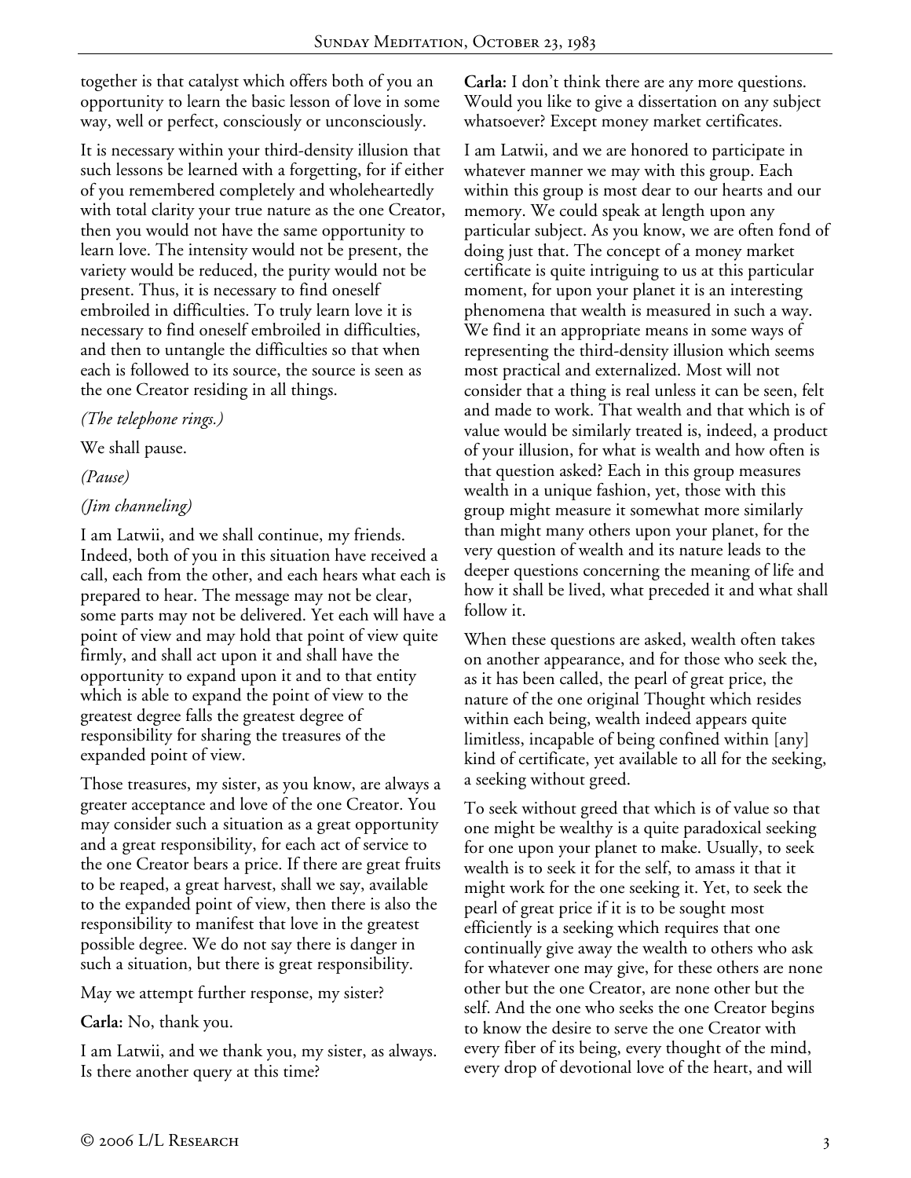together is that catalyst which offers both of you an opportunity to learn the basic lesson of love in some way, well or perfect, consciously or unconsciously.

It is necessary within your third-density illusion that such lessons be learned with a forgetting, for if either of you remembered completely and wholeheartedly with total clarity your true nature as the one Creator, then you would not have the same opportunity to learn love. The intensity would not be present, the variety would be reduced, the purity would not be present. Thus, it is necessary to find oneself embroiled in difficulties. To truly learn love it is necessary to find oneself embroiled in difficulties, and then to untangle the difficulties so that when each is followed to its source, the source is seen as the one Creator residing in all things.

*(The telephone rings.)*

We shall pause.

*(Pause)*

*(Jim channeling)*

I am Latwii, and we shall continue, my friends. Indeed, both of you in this situation have received a call, each from the other, and each hears what each is prepared to hear. The message may not be clear, some parts may not be delivered. Yet each will have a point of view and may hold that point of view quite firmly, and shall act upon it and shall have the opportunity to expand upon it and to that entity which is able to expand the point of view to the greatest degree falls the greatest degree of responsibility for sharing the treasures of the expanded point of view.

Those treasures, my sister, as you know, are always a greater acceptance and love of the one Creator. You may consider such a situation as a great opportunity and a great responsibility, for each act of service to the one Creator bears a price. If there are great fruits to be reaped, a great harvest, shall we say, available to the expanded point of view, then there is also the responsibility to manifest that love in the greatest possible degree. We do not say there is danger in such a situation, but there is great responsibility.

May we attempt further response, my sister?

**Carla:** No, thank you.

I am Latwii, and we thank you, my sister, as always. Is there another query at this time?

**Carla:** I don't think there are any more questions. Would you like to give a dissertation on any subject whatsoever? Except money market certificates.

I am Latwii, and we are honored to participate in whatever manner we may with this group. Each within this group is most dear to our hearts and our memory. We could speak at length upon any particular subject. As you know, we are often fond of doing just that. The concept of a money market certificate is quite intriguing to us at this particular moment, for upon your planet it is an interesting phenomena that wealth is measured in such a way. We find it an appropriate means in some ways of representing the third-density illusion which seems most practical and externalized. Most will not consider that a thing is real unless it can be seen, felt and made to work. That wealth and that which is of value would be similarly treated is, indeed, a product of your illusion, for what is wealth and how often is that question asked? Each in this group measures wealth in a unique fashion, yet, those with this group might measure it somewhat more similarly than might many others upon your planet, for the very question of wealth and its nature leads to the deeper questions concerning the meaning of life and how it shall be lived, what preceded it and what shall follow it.

When these questions are asked, wealth often takes on another appearance, and for those who seek the, as it has been called, the pearl of great price, the nature of the one original Thought which resides within each being, wealth indeed appears quite limitless, incapable of being confined within [any] kind of certificate, yet available to all for the seeking, a seeking without greed.

To seek without greed that which is of value so that one might be wealthy is a quite paradoxical seeking for one upon your planet to make. Usually, to seek wealth is to seek it for the self, to amass it that it might work for the one seeking it. Yet, to seek the pearl of great price if it is to be sought most efficiently is a seeking which requires that one continually give away the wealth to others who ask for whatever one may give, for these others are none other but the one Creator, are none other but the self. And the one who seeks the one Creator begins to know the desire to serve the one Creator with every fiber of its being, every thought of the mind, every drop of devotional love of the heart, and will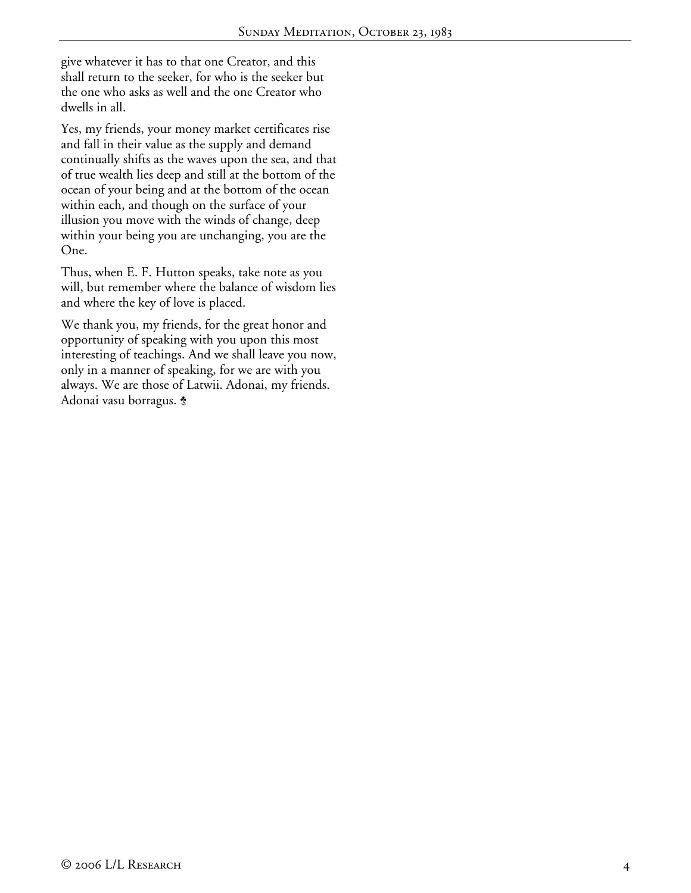give whatever it has to that one Creator, and this shall return to the seeker, for who is the seeker but the one who asks as well and the one Creator who dwells in all.

Yes, my friends, your money market certificates rise and fall in their value as the supply and demand continually shifts as the waves upon the sea, and that of true wealth lies deep and still at the bottom of the ocean of your being and at the bottom of the ocean within each, and though on the surface of your illusion you move with the winds of change, deep within your being you are unchanging, you are the One.

Thus, when E. F. Hutton speaks, take note as you will, but remember where the balance of wisdom lies and where the key of love is placed.

We thank you, my friends, for the great honor and opportunity of speaking with you upon this most interesting of teachings. And we shall leave you now, only in a manner of speaking, for we are with you always. We are those of Latwii. Adonai, my friends. Adonai vasu borragus. ♣